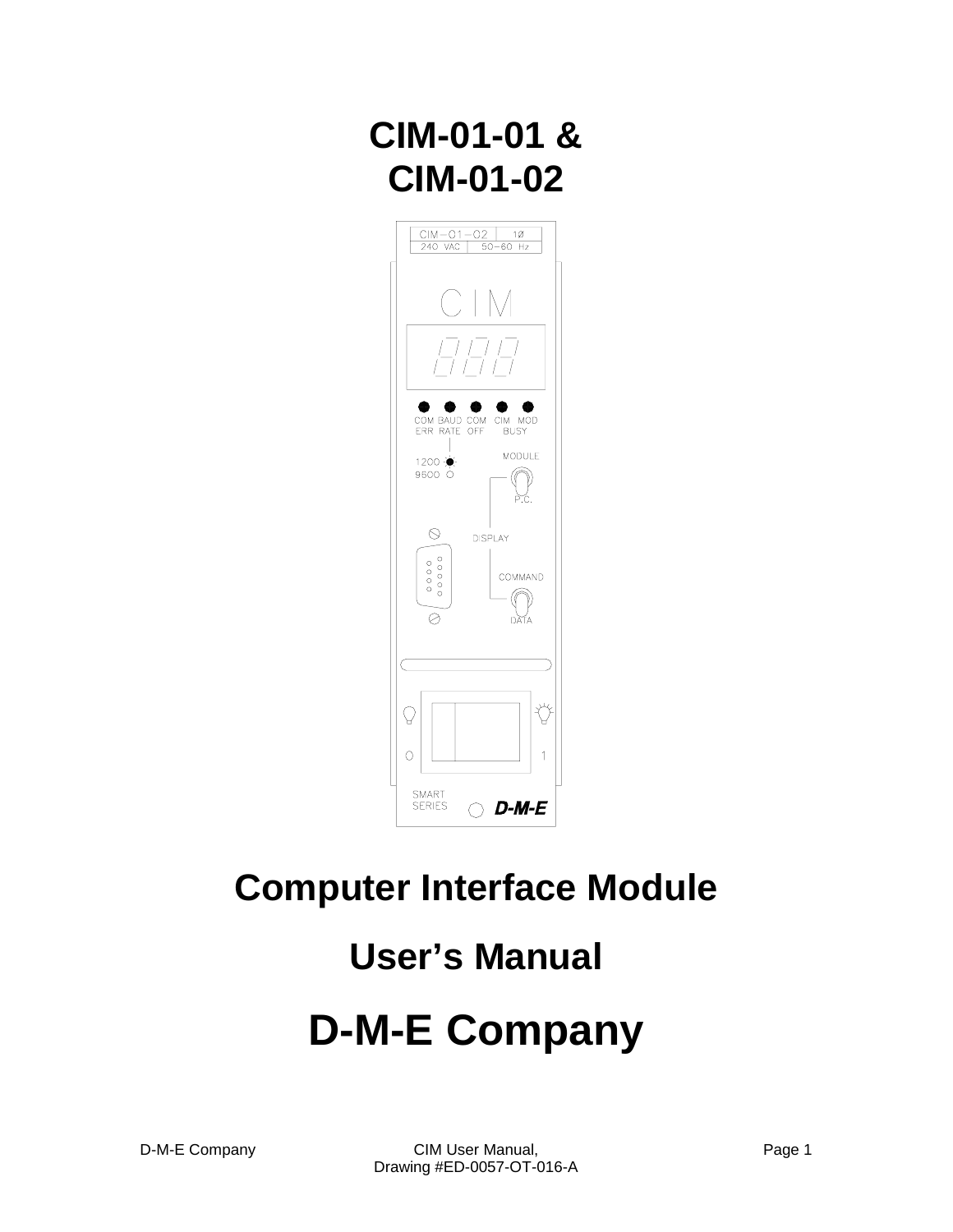# CIM-01-01 &
# CIM-01-02

# Computer Interface Module

# User's Manual

# D-M-E Company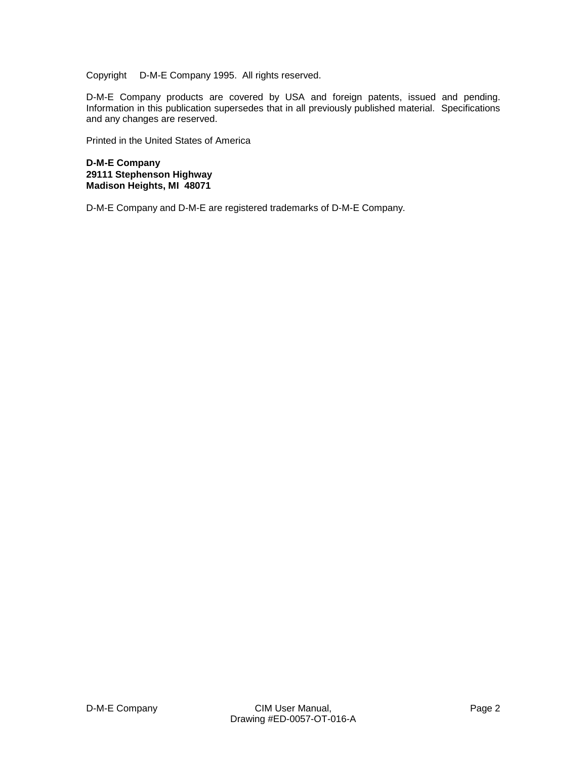Copyright D-M-E Company 1995. All rights reserved.

D-M-E Company products are covered by USA and foreign patents, issued and pending. Information in this publication supersedes that in all previously published material. Specifications and any changes are reserved.

Printed in the United States of America

**D-M-E Company**
**29111 Stephenson Highway**
**Madison Heights, MI 48071**

D-M-E Company and D-M-E are registered trademarks of D-M-E Company.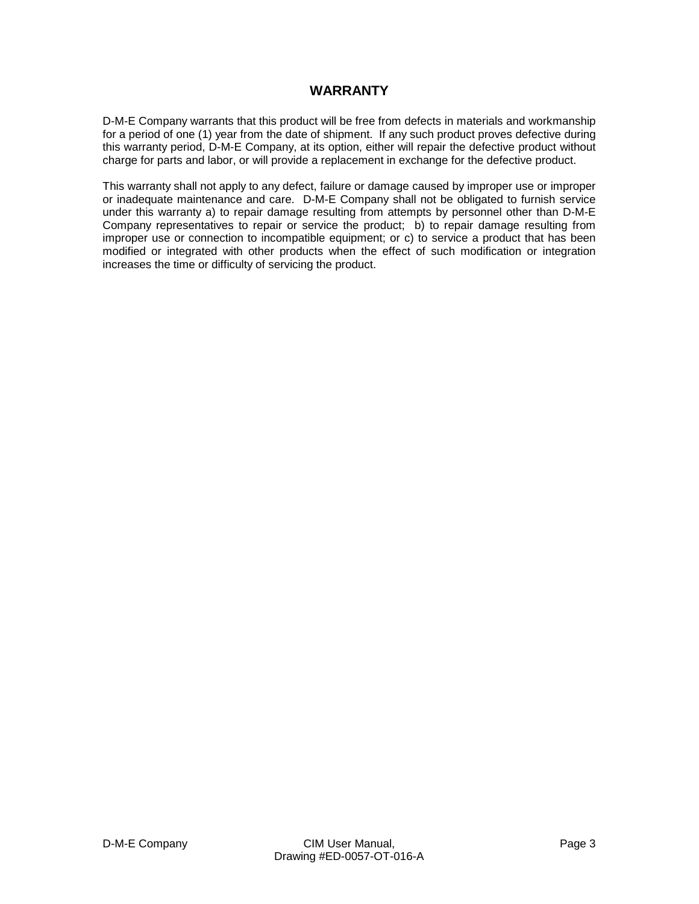# WARRANTY

D-M-E Company warrants that this product will be free from defects in materials and workmanship for a period of one (1) year from the date of shipment. If any such product proves defective during this warranty period, D-M-E Company, at its option, either will repair the defective product without charge for parts and labor, or will provide a replacement in exchange for the defective product.

This warranty shall not apply to any defect, failure or damage caused by improper use or improper or inadequate maintenance and care. D-M-E Company shall not be obligated to furnish service under this warranty a) to repair damage resulting from attempts by personnel other than D-M-E Company representatives to repair or service the product; b) to repair damage resulting from improper use or connection to incompatible equipment; or c) to service a product that has been modified or integrated with other products when the effect of such modification or integration increases the time or difficulty of servicing the product.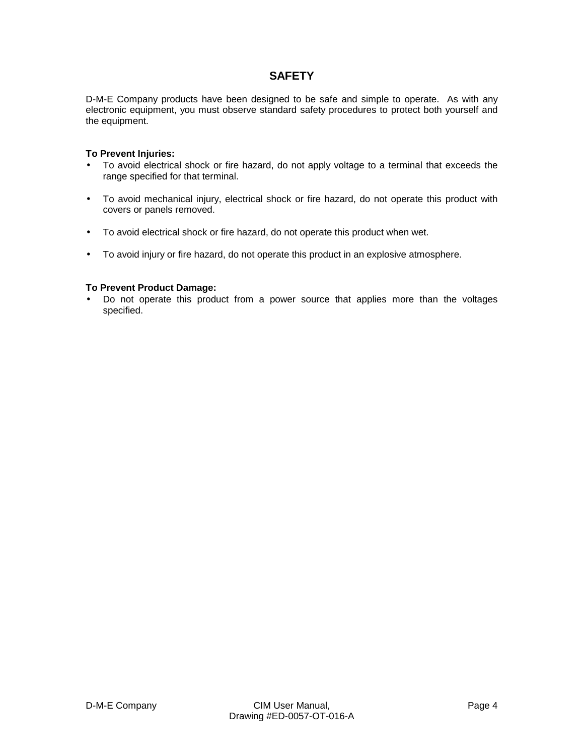# SAFETY

D-M-E Company products have been designed to be safe and simple to operate. As with any electronic equipment, you must observe standard safety procedures to protect both yourself and the equipment.

**To Prevent Injuries:**

- To avoid electrical shock or fire hazard, do not apply voltage to a terminal that exceeds the range specified for that terminal.
- To avoid mechanical injury, electrical shock or fire hazard, do not operate this product with covers or panels removed.
- To avoid electrical shock or fire hazard, do not operate this product when wet.
- To avoid injury or fire hazard, do not operate this product in an explosive atmosphere.

**To Prevent Product Damage:**

- Do not operate this product from a power source that applies more than the voltages specified.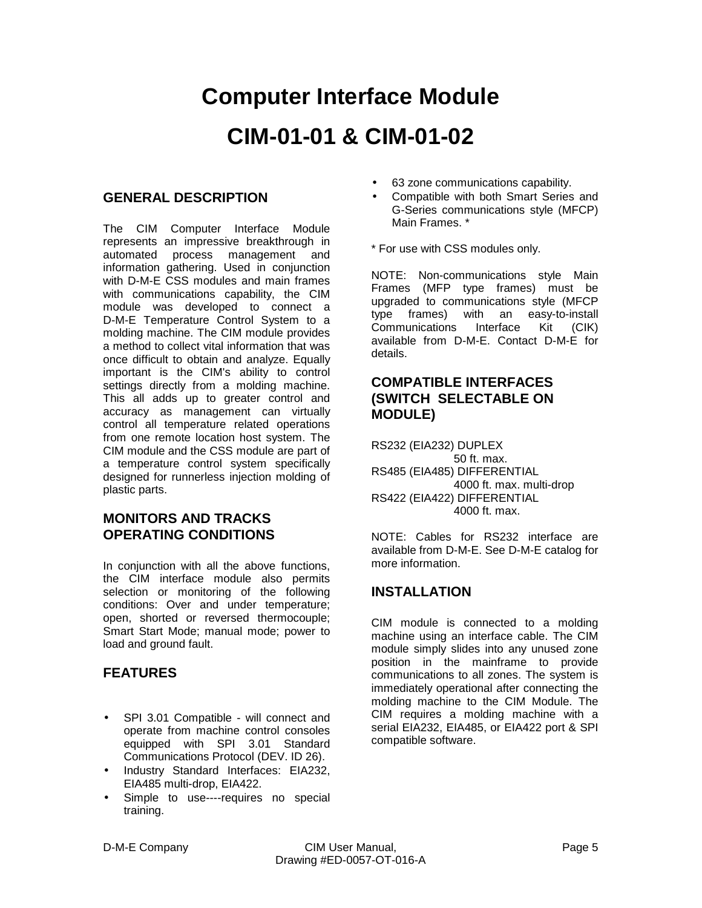# Computer Interface Module

# CIM-01-01 & CIM-01-02

## GENERAL DESCRIPTION

The CIM Computer Interface Module represents an impressive breakthrough in automated process management and information gathering. Used in conjunction with D-M-E CSS modules and main frames with communications capability, the CIM module was developed to connect a D-M-E Temperature Control System to a molding machine. The CIM module provides a method to collect vital information that was once difficult to obtain and analyze. Equally important is the CIM's ability to control settings directly from a molding machine. This all adds up to greater control and accuracy as management can virtually control all temperature related operations from one remote location host system. The CIM module and the CSS module are part of a temperature control system specifically designed for runnerless injection molding of plastic parts.

## MONITORS AND TRACKS OPERATING CONDITIONS

In conjunction with all the above functions, the CIM interface module also permits selection or monitoring of the following conditions: Over and under temperature; open, shorted or reversed thermocouple; Smart Start Mode; manual mode; power to load and ground fault.

## FEATURES

- SPI 3.01 Compatible - will connect and operate from machine control consoles equipped with SPI 3.01 Standard Communications Protocol (DEV. ID 26).
- Industry Standard Interfaces: EIA232, EIA485 multi-drop, EIA422.
- Simple to use----requires no special training.
- 63 zone communications capability.
- Compatible with both Smart Series and G-Series communications style (MFCP) Main Frames. *

* For use with CSS modules only.

NOTE: Non-communications style Main Frames (MFP type frames) must be upgraded to communications style (MFCP type frames) with an easy-to-install Communications Interface Kit (CIK) available from D-M-E. Contact D-M-E for details.

## COMPATIBLE INTERFACES (SWITCH SELECTABLE ON MODULE)

RS232 (EIA232) DUPLEX
50 ft. max.
RS485 (EIA485) DIFFERENTIAL
4000 ft. max. multi-drop
RS422 (EIA422) DIFFERENTIAL
4000 ft. max.

NOTE: Cables for RS232 interface are available from D-M-E. See D-M-E catalog for more information.

## INSTALLATION

CIM module is connected to a molding machine using an interface cable. The CIM module simply slides into any unused zone position in the mainframe to provide communications to all zones. The system is immediately operational after connecting the molding machine to the CIM Module. The CIM requires a molding machine with a serial EIA232, EIA485, or EIA422 port & SPI compatible software.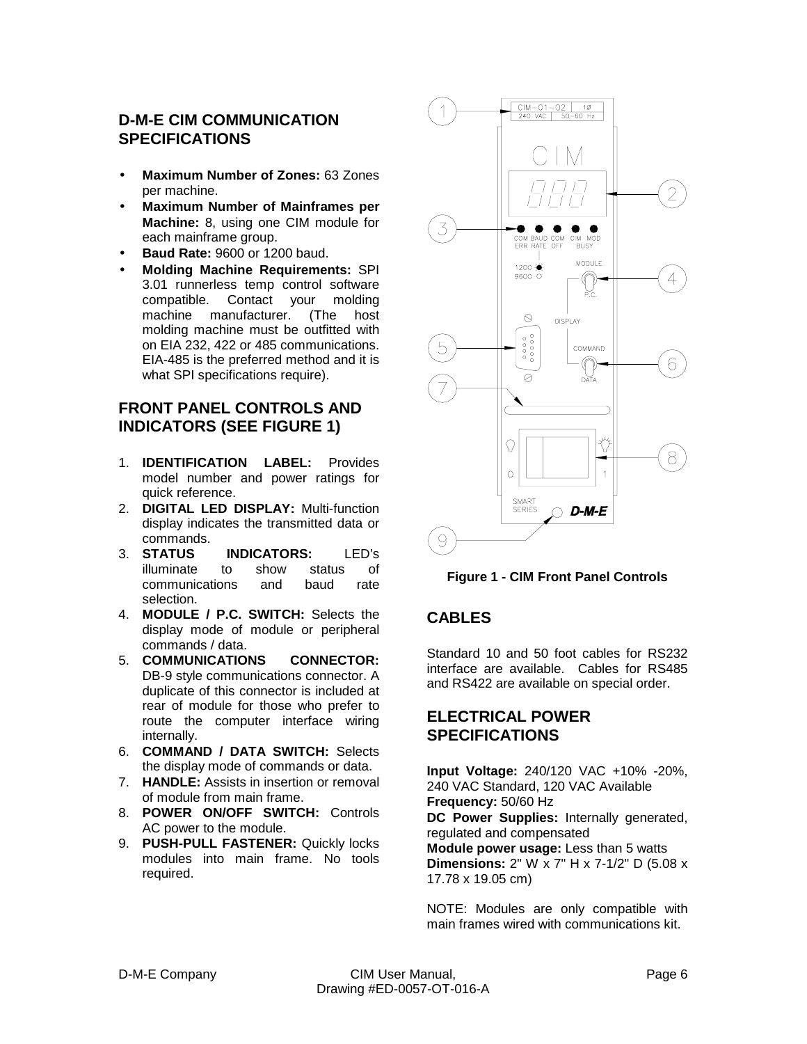## D-M-E CIM COMMUNICATION SPECIFICATIONS

- **Maximum Number of Zones:** 63 Zones per machine.
- **Maximum Number of Mainframes per Machine:** 8, using one CIM module for each mainframe group.
- **Baud Rate:** 9600 or 1200 baud.
- **Molding Machine Requirements:** SPI 3.01 runnerless temp control software compatible. Contact your molding machine manufacturer. (The host molding machine must be outfitted with on EIA 232, 422 or 485 communications. EIA-485 is the preferred method and it is what SPI specifications require).

## FRONT PANEL CONTROLS AND INDICATORS (SEE FIGURE 1)

1. **IDENTIFICATION LABEL:** Provides model number and power ratings for quick reference.
2. **DIGITAL LED DISPLAY:** Multi-function display indicates the transmitted data or commands.
3. **STATUS INDICATORS:** LED's illuminate to show status of communications and baud rate selection.
4. **MODULE / P.C. SWITCH:** Selects the display mode of module or peripheral commands / data.
5. **COMMUNICATIONS CONNECTOR:** DB-9 style communications connector. A duplicate of this connector is included at rear of module for those who prefer to route the computer interface wiring internally.
6. **COMMAND / DATA SWITCH:** Selects the display mode of commands or data.
7. **HANDLE:** Assists in insertion or removal of module from main frame.
8. **POWER ON/OFF SWITCH:** Controls AC power to the module.
9. **PUSH-PULL FASTENER:** Quickly locks modules into main frame. No tools required.

**Figure 1 - CIM Front Panel Controls**

## CABLES

Standard 10 and 50 foot cables for RS232 interface are available. Cables for RS485 and RS422 are available on special order.

## ELECTRICAL POWER SPECIFICATIONS

**Input Voltage:** 240/120 VAC +10% -20%, 240 VAC Standard, 120 VAC Available
**Frequency:** 50/60 Hz
**DC Power Supplies:** Internally generated, regulated and compensated
**Module power usage:** Less than 5 watts
**Dimensions:** 2" W x 7" H x 7-1/2" D (5.08 x 17.78 x 19.05 cm)

NOTE: Modules are only compatible with main frames wired with communications kit.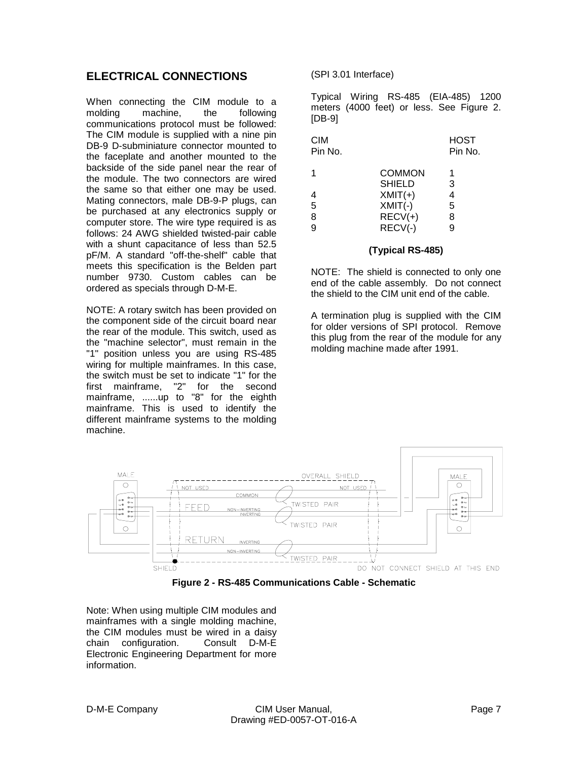## ELECTRICAL CONNECTIONS

When connecting the CIM module to a molding machine, the following communications protocol must be followed: The CIM module is supplied with a nine pin DB-9 D-subminiature connector mounted to the faceplate and another mounted to the backside of the side panel near the rear of the module. The two connectors are wired the same so that either one may be used. Mating connectors, male DB-9-P plugs, can be purchased at any electronics supply or computer store. The wire type required is as follows: 24 AWG shielded twisted-pair cable with a shunt capacitance of less than 52.5 pF/M. A standard "off-the-shelf" cable that meets this specification is the Belden part number 9730. Custom cables can be ordered as specials through D-M-E.

NOTE: A rotary switch has been provided on the component side of the circuit board near the rear of the module. This switch, used as the "machine selector", must remain in the "1" position unless you are using RS-485 wiring for multiple mainframes. In this case, the switch must be set to indicate "1" for the first mainframe, "2" for the second mainframe, ......up to "8" for the eighth mainframe. This is used to identify the different mainframe systems to the molding machine.

(SPI 3.01 Interface)

Typical Wiring RS-485 (EIA-485) 1200 meters (4000 feet) or less. See Figure 2. [DB-9]

| CIM Pin No. | | HOST Pin No. |
|---|---|---|
| 1 | COMMON | 1 |
| | SHIELD | 3 |
| 4 | XMIT(+) | 4 |
| 5 | XMIT(-) | 5 |
| 8 | RECV(+) | 8 |
| 9 | RECV(-) | 9 |

**(Typical RS-485)**

NOTE: The shield is connected to only one end of the cable assembly. Do not connect the shield to the CIM unit end of the cable.

A termination plug is supplied with the CIM for older versions of SPI protocol. Remove this plug from the rear of the module for any molding machine made after 1991.

**Figure 2 - RS-485 Communications Cable - Schematic**

Note: When using multiple CIM modules and mainframes with a single molding machine, the CIM modules must be wired in a daisy chain configuration. Consult D-M-E Electronic Engineering Department for more information.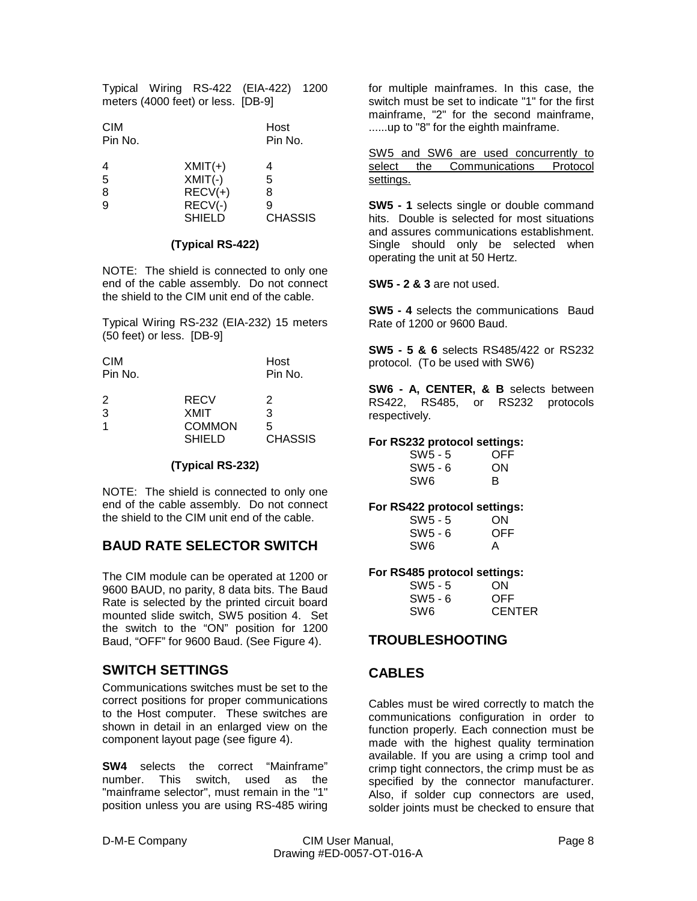Typical Wiring RS-422 (EIA-422) 1200 meters (4000 feet) or less. [DB-9]

| CIM Pin No. | | Host Pin No. |
|---|---|---|
| 4 | XMIT(+) | 4 |
| 5 | XMIT(-) | 5 |
| 8 | RECV(+) | 8 |
| 9 | RECV(-) | 9 |
| | SHIELD | CHASSIS |

**(Typical RS-422)**

NOTE: The shield is connected to only one end of the cable assembly. Do not connect the shield to the CIM unit end of the cable.

Typical Wiring RS-232 (EIA-232) 15 meters (50 feet) or less. [DB-9]

| CIM Pin No. | | Host Pin No. |
|---|---|---|
| 2 | RECV | 2 |
| 3 | XMIT | 3 |
| 1 | COMMON | 5 |
| | SHIELD | CHASSIS |

**(Typical RS-232)**

NOTE: The shield is connected to only one end of the cable assembly. Do not connect the shield to the CIM unit end of the cable.

## BAUD RATE SELECTOR SWITCH

The CIM module can be operated at 1200 or 9600 BAUD, no parity, 8 data bits. The Baud Rate is selected by the printed circuit board mounted slide switch, SW5 position 4. Set the switch to the "ON" position for 1200 Baud, "OFF" for 9600 Baud. (See Figure 4).

## SWITCH SETTINGS

Communications switches must be set to the correct positions for proper communications to the Host computer. These switches are shown in detail in an enlarged view on the component layout page (see figure 4).

**SW4** selects the correct "Mainframe" number. This switch, used as the "mainframe selector", must remain in the "1" position unless you are using RS-485 wiring for multiple mainframes. In this case, the switch must be set to indicate "1" for the first mainframe, "2" for the second mainframe, ......up to "8" for the eighth mainframe.

SW5 and SW6 are used concurrently to select the Communications Protocol settings.

**SW5 - 1** selects single or double command hits. Double is selected for most situations and assures communications establishment. Single should only be selected when operating the unit at 50 Hertz.

**SW5 - 2 & 3** are not used.

**SW5 - 4** selects the communications Baud Rate of 1200 or 9600 Baud.

**SW5 - 5 & 6** selects RS485/422 or RS232 protocol. (To be used with SW6)

**SW6 - A, CENTER, & B** selects between RS422, RS485, or RS232 protocols respectively.

**For RS232 protocol settings:**

| | |
|---|---|
| SW5 - 5 | OFF |
| SW5 - 6 | ON |
| SW6 | B |

**For RS422 protocol settings:**

| | |
|---|---|
| SW5 - 5 | ON |
| SW5 - 6 | OFF |
| SW6 | A |

**For RS485 protocol settings:**

| | |
|---|---|
| SW5 - 5 | ON |
| SW5 - 6 | OFF |
| SW6 | CENTER |

## TROUBLESHOOTING

## CABLES

Cables must be wired correctly to match the communications configuration in order to function properly. Each connection must be made with the highest quality termination available. If you are using a crimp tool and crimp tight connectors, the crimp must be as specified by the connector manufacturer. Also, if solder cup connectors are used, solder joints must be checked to ensure that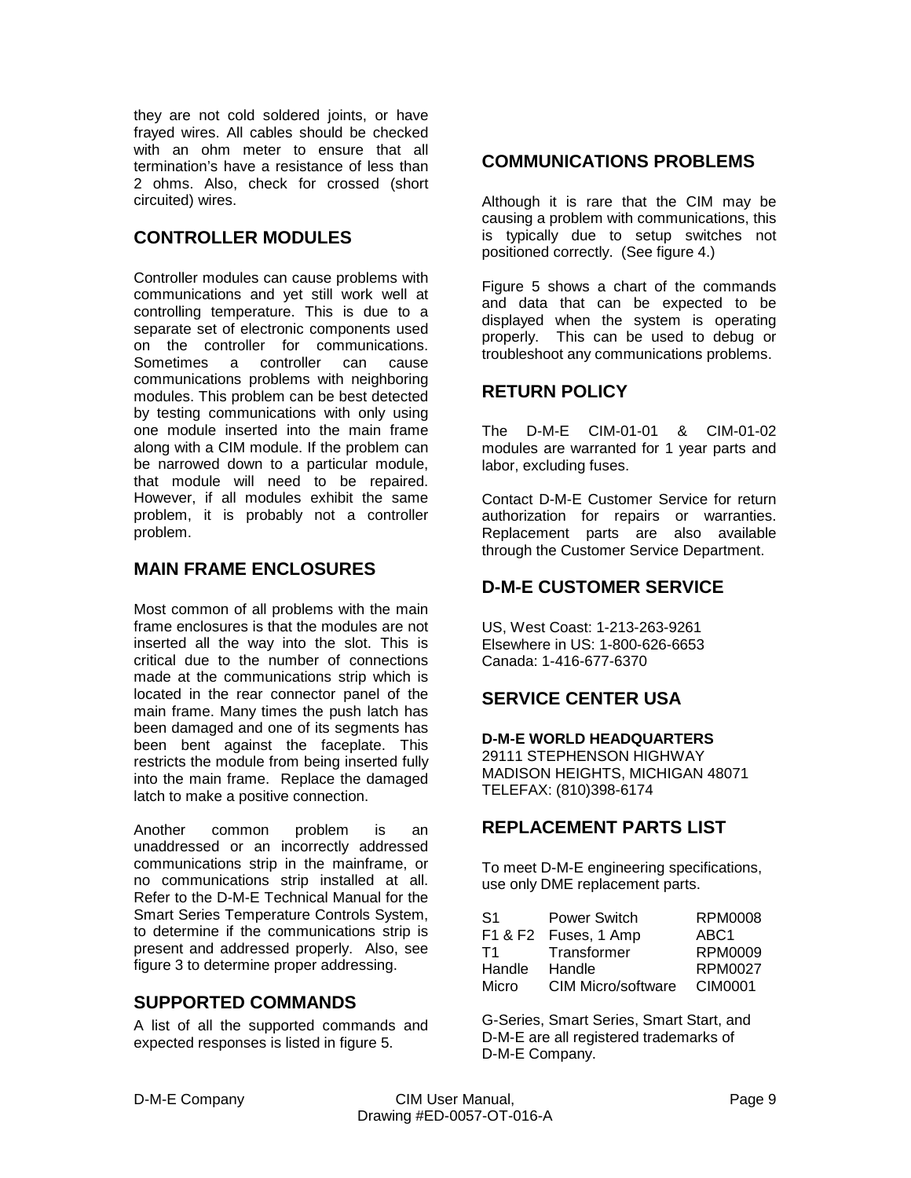they are not cold soldered joints, or have frayed wires. All cables should be checked with an ohm meter to ensure that all termination's have a resistance of less than 2 ohms. Also, check for crossed (short circuited) wires.

## CONTROLLER MODULES

Controller modules can cause problems with communications and yet still work well at controlling temperature. This is due to a separate set of electronic components used on the controller for communications. Sometimes a controller can cause communications problems with neighboring modules. This problem can be best detected by testing communications with only using one module inserted into the main frame along with a CIM module. If the problem can be narrowed down to a particular module, that module will need to be repaired. However, if all modules exhibit the same problem, it is probably not a controller problem.

## MAIN FRAME ENCLOSURES

Most common of all problems with the main frame enclosures is that the modules are not inserted all the way into the slot. This is critical due to the number of connections made at the communications strip which is located in the rear connector panel of the main frame. Many times the push latch has been damaged and one of its segments has been bent against the faceplate. This restricts the module from being inserted fully into the main frame. Replace the damaged latch to make a positive connection.

Another common problem is an unaddressed or an incorrectly addressed communications strip in the mainframe, or no communications strip installed at all. Refer to the D-M-E Technical Manual for the Smart Series Temperature Controls System, to determine if the communications strip is present and addressed properly. Also, see figure 3 to determine proper addressing.

## SUPPORTED COMMANDS

A list of all the supported commands and expected responses is listed in figure 5.

## COMMUNICATIONS PROBLEMS

Although it is rare that the CIM may be causing a problem with communications, this is typically due to setup switches not positioned correctly. (See figure 4.)

Figure 5 shows a chart of the commands and data that can be expected to be displayed when the system is operating properly. This can be used to debug or troubleshoot any communications problems.

## RETURN POLICY

The D-M-E CIM-01-01 & CIM-01-02 modules are warranted for 1 year parts and labor, excluding fuses.

Contact D-M-E Customer Service for return authorization for repairs or warranties. Replacement parts are also available through the Customer Service Department.

## D-M-E CUSTOMER SERVICE

US, West Coast: 1-213-263-9261
Elsewhere in US: 1-800-626-6653
Canada: 1-416-677-6370

## SERVICE CENTER USA

**D-M-E WORLD HEADQUARTERS**
29111 STEPHENSON HIGHWAY
MADISON HEIGHTS, MICHIGAN 48071
TELEFAX: (810)398-6174

## REPLACEMENT PARTS LIST

To meet D-M-E engineering specifications, use only DME replacement parts.

| | | |
|---|---|---|
| S1 | Power Switch | RPM0008 |
| F1 & F2 | Fuses, 1 Amp | ABC1 |
| T1 | Transformer | RPM0009 |
| Handle | Handle | RPM0027 |
| Micro | CIM Micro/software | CIM0001 |

G-Series, Smart Series, Smart Start, and D-M-E are all registered trademarks of D-M-E Company.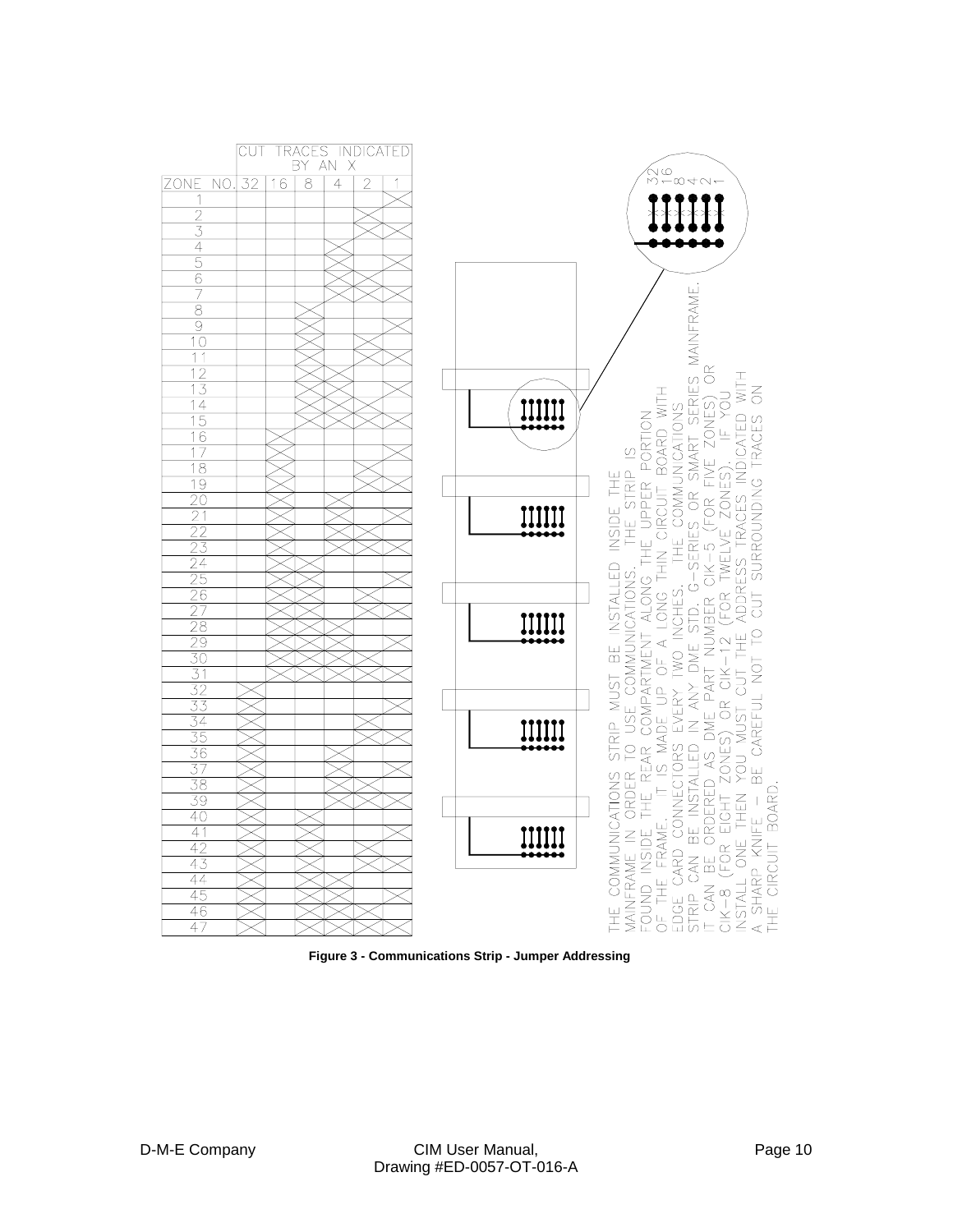| ZONE NO. | CUT TRACES INDICATED BY AN X | | | | | |
|---|---|---|---|---|---|---|
| | 32 | 16 | 8 | 4 | 2 | 1 |
| 1 | | | | | | X |
| 2 | | | | | X | |
| 3 | | | | | X | X |
| 4 | | | | X | | |
| 5 | | | | X | | X |
| 6 | | | | X | X | |
| 7 | | | | X | X | X |
| 8 | | | X | | | |
| 9 | | | X | | | X |
| 10 | | | X | | X | |
| 11 | | | X | | X | X |
| 12 | | | X | X | | |
| 13 | | | X | X | | X |
| 14 | | | X | X | X | |
| 15 | | | X | X | X | X |
| 16 | | X | | | | |
| 17 | | X | | | | X |
| 18 | | X | | | X | |
| 19 | | X | | | X | X |
| 20 | | X | | X | | |
| 21 | | X | | X | | X |
| 22 | | X | | X | X | |
| 23 | | X | | X | X | X |
| 24 | | X | X | | | |
| 25 | | X | X | | | X |
| 26 | | X | X | | X | |
| 27 | | X | X | | X | X |
| 28 | | X | X | X | | |
| 29 | | X | X | X | | X |
| 30 | | X | X | X | X | |
| 31 | | X | X | X | X | X |
| 32 | X | | | | | |
| 33 | X | | | | | X |
| 34 | X | | | | X | |
| 35 | X | | | | X | X |
| 36 | X | | | X | | |
| 37 | X | | | X | | X |
| 38 | X | | | X | X | |
| 39 | X | | | X | X | X |
| 40 | X | | X | | | |
| 41 | X | | X | | | X |
| 42 | X | | X | | X | |
| 43 | X | | X | | X | X |
| 44 | X | | X | X | | |
| 45 | X | | X | X | | X |
| 46 | X | | X | X | X | |
| 47 | X | | X | X | X | X |

THE COMMUNICATIONS STRIP MUST BE INSTALLED INSIDE THE MAINFRAME IN ORDER TO USE COMMUNICATIONS. THE STRIP IS FOUND INSIDE THE REAR COMPARTMENT ALONG THE UPPER PORTION OF THE FRAME. IT IS MADE UP OF A LONG THIN CIRCUIT BOARD WITH EDGE CARD CONNECTORS EVERY TWO INCHES. THE COMMUNICATIONS STRIP CAN BE INSTALLED IN ANY DME STD. G-SERIES OR SMART SERIES MAINFRAME. IT CAN BE ORDERED AS DME PART NUMBER CIK-5 (FOR FIVE ZONES) OR CIK-8 (FOR EIGHT ZONES) OR CIK-12 (FOR TWELVE ZONES). IF YOU INSTALL ONE THEN YOU MUST CUT THE ADDRESS TRACES INDICATED WITH A SHARP KNIFE - BE CAREFUL NOT TO CUT SURROUNDING TRACES ON THE CIRCUIT BOARD.

32 16 8 4 2 1

**Figure 3 - Communications Strip - Jumper Addressing**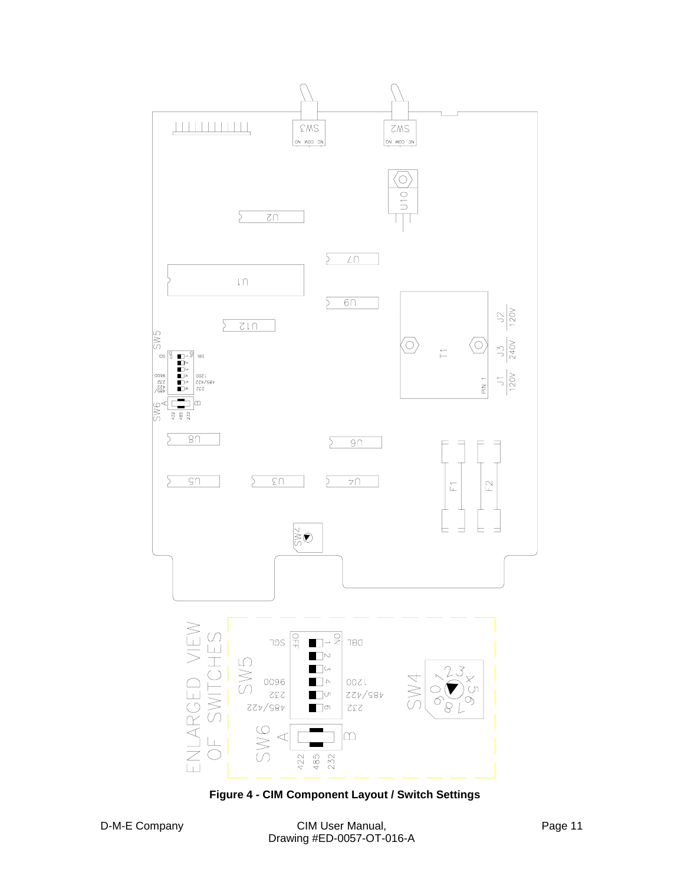**Figure 4 - CIM Component Layout / Switch Settings**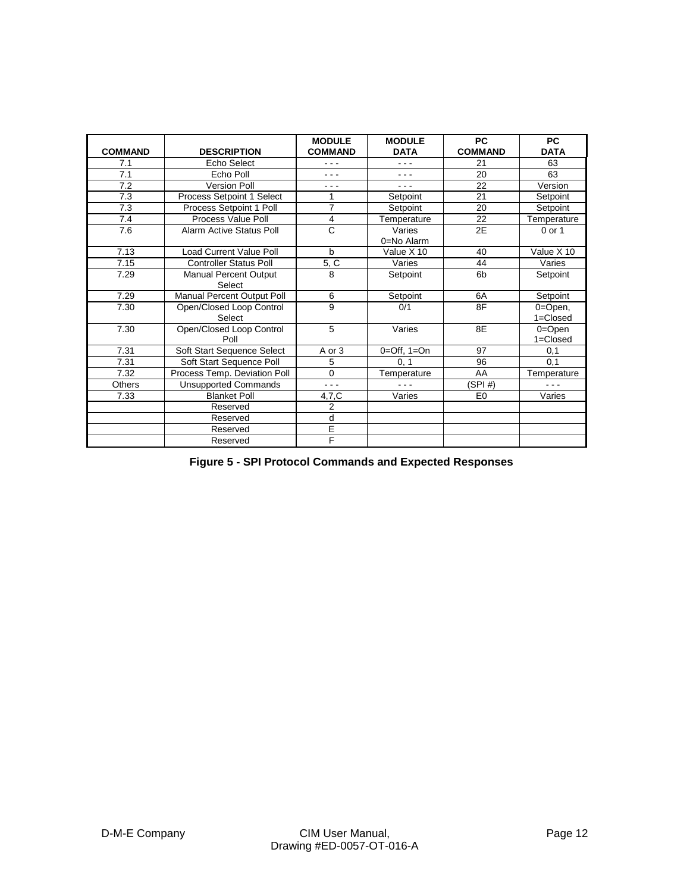| COMMAND | DESCRIPTION | MODULE COMMAND | MODULE DATA | PC COMMAND | PC DATA |
|---|---|---|---|---|---|
| 7.1 | Echo Select | - - - | - - - | 21 | 63 |
| 7.1 | Echo Poll | - - - | - - - | 20 | 63 |
| 7.2 | Version Poll | - - - | - - - | 22 | Version |
| 7.3 | Process Setpoint 1 Select | 1 | Setpoint | 21 | Setpoint |
| 7.3 | Process Setpoint 1 Poll | 7 | Setpoint | 20 | Setpoint |
| 7.4 | Process Value Poll | 4 | Temperature | 22 | Temperature |
| 7.6 | Alarm Active Status Poll | C | Varies 0=No Alarm | 2E | 0 or 1 |
| 7.13 | Load Current Value Poll | b | Value X 10 | 40 | Value X 10 |
| 7.15 | Controller Status Poll | 5, C | Varies | 44 | Varies |
| 7.29 | Manual Percent Output Select | 8 | Setpoint | 6b | Setpoint |
| 7.29 | Manual Percent Output Poll | 6 | Setpoint | 6A | Setpoint |
| 7.30 | Open/Closed Loop Control Select | 9 | 0/1 | 8F | 0=Open, 1=Closed |
| 7.30 | Open/Closed Loop Control Poll | 5 | Varies | 8E | 0=Open 1=Closed |
| 7.31 | Soft Start Sequence Select | A or 3 | 0=Off, 1=On | 97 | 0,1 |
| 7.31 | Soft Start Sequence Poll | 5 | 0, 1 | 96 | 0,1 |
| 7.32 | Process Temp. Deviation Poll | 0 | Temperature | AA | Temperature |
| Others | Unsupported Commands | - - - | - - - | (SPI #) | - - - |
| 7.33 | Blanket Poll | 4,7,C | Varies | E0 | Varies |
| | Reserved | 2 | | | |
| | Reserved | d | | | |
| | Reserved | E | | | |
| | Reserved | F | | | |

**Figure 5 - SPI Protocol Commands and Expected Responses**